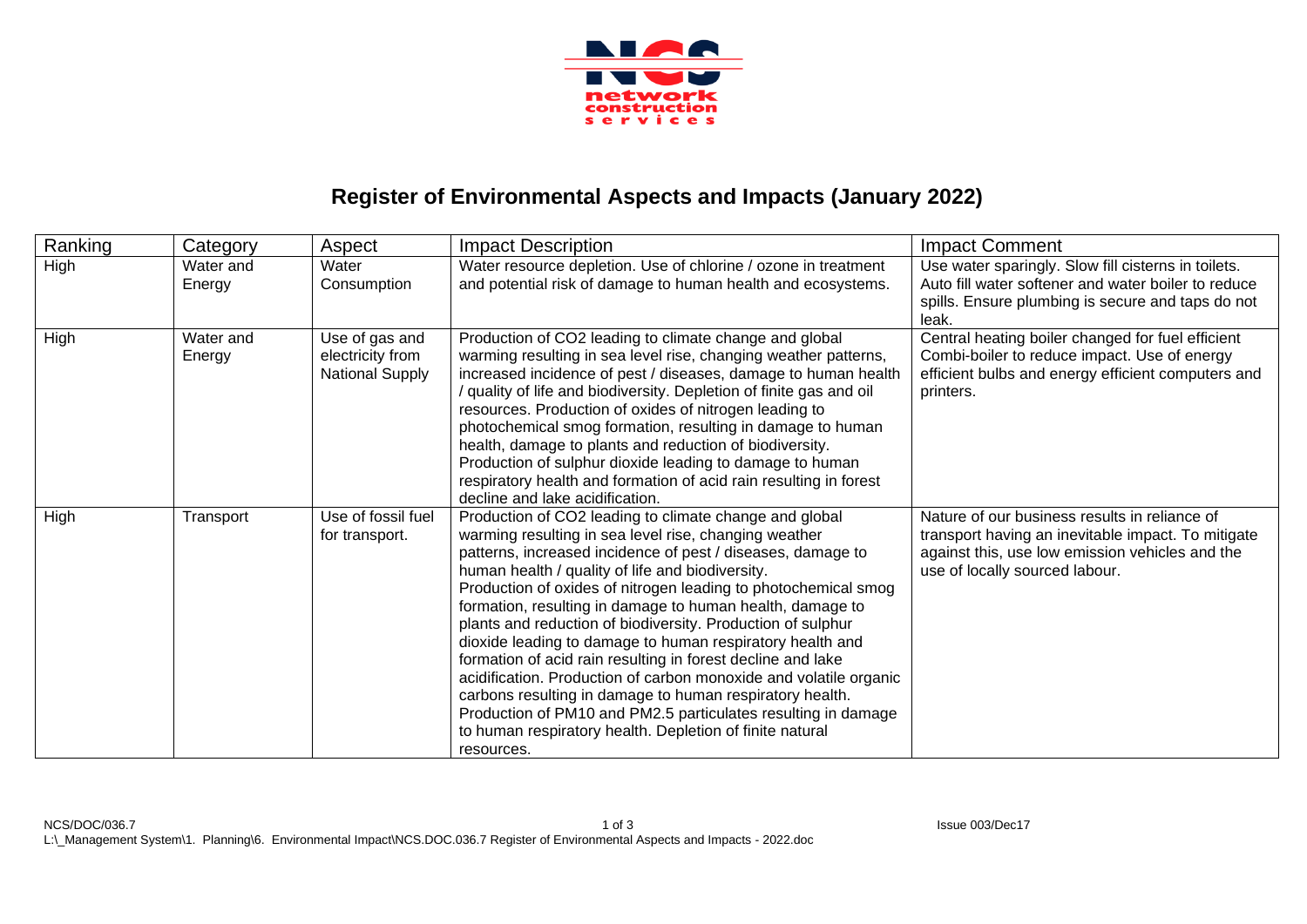# Register of Environmental Aspects and Impacts (January 2022)

| Ranking | Category | Aspect | Impact Description | Impact Comment |
|---|---|---|---|---|
| High | Water and Energy | Water Consumption | Water resource depletion. Use of chlorine / ozone in treatment and potential risk of damage to human health and ecosystems. | Use water sparingly. Slow fill cisterns in toilets. Auto fill water softener and water boiler to reduce spills. Ensure plumbing is secure and taps do not leak. |
| High | Water and Energy | Use of gas and electricity from National Supply | Production of $CO_2$ leading to climate change and global warming resulting in sea level rise, changing weather patterns, increased incidence of pest / diseases, damage to human health / quality of life and biodiversity. Depletion of finite gas and oil resources. Production of oxides of nitrogen leading to photochemical smog formation, resulting in damage to human health, damage to plants and reduction of biodiversity. Production of sulphur dioxide leading to damage to human respiratory health and formation of acid rain resulting in forest decline and lake acidification. | Central heating boiler changed for fuel efficient Combi-boiler to reduce impact. Use of energy efficient bulbs and energy efficient computers and printers. |
| High | Transport | Use of fossil fuel for transport. | Production of $CO_2$ leading to climate change and global warming resulting in sea level rise, changing weather patterns, increased incidence of pest / diseases, damage to human health / quality of life and biodiversity. Production of oxides of nitrogen leading to photochemical smog formation, resulting in damage to human health, damage to plants and reduction of biodiversity. Production of sulphur dioxide leading to damage to human respiratory health and formation of acid rain resulting in forest decline and lake acidification. Production of carbon monoxide and volatile organic carbons resulting in damage to human respiratory health. Production of $PM_{10}$ and $PM_{2.5}$ particulates resulting in damage to human respiratory health. Depletion of finite natural resources. | Nature of our business results in reliance of transport having an inevitable impact. To mitigate against this, use low emission vehicles and the use of locally sourced labour. |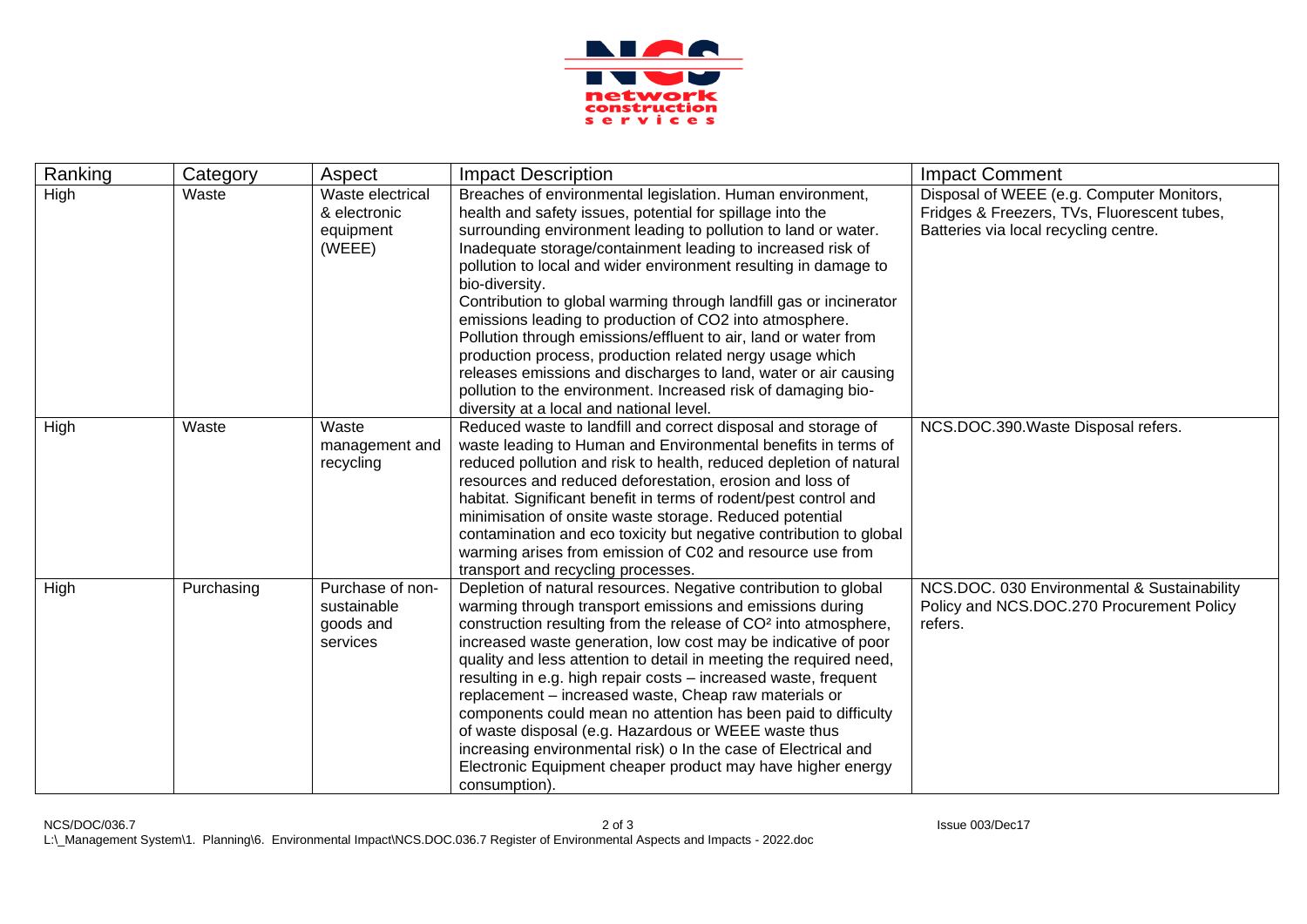| Ranking | Category | Aspect | Impact Description | Impact Comment |
|---|---|---|---|---|
| High | Waste | Waste electrical & electronic equipment (WEEE) | Breaches of environmental legislation. Human environment, health and safety issues, potential for spillage into the surrounding environment leading to pollution to land or water. Inadequate storage/containment leading to increased risk of pollution to local and wider environment resulting in damage to bio-diversity.<br>Contribution to global warming through landfill gas or incinerator emissions leading to production of CO2 into atmosphere.<br>Pollution through emissions/effluent to air, land or water from production process, production related nergy usage which releases emissions and discharges to land, water or air causing pollution to the environment. Increased risk of damaging bio-diversity at a local and national level. | Disposal of WEEE (e.g. Computer Monitors, Fridges & Freezers, TVs, Fluorescent tubes, Batteries via local recycling centre. |
| High | Waste | Waste management and recycling | Reduced waste to landfill and correct disposal and storage of waste leading to Human and Environmental benefits in terms of reduced pollution and risk to health, reduced depletion of natural resources and reduced deforestation, erosion and loss of habitat. Significant benefit in terms of rodent/pest control and minimisation of onsite waste storage. Reduced potential contamination and eco toxicity but negative contribution to global warming arises from emission of C02 and resource use from transport and recycling processes. | NCS.DOC.390.Waste Disposal refers. |
| High | Purchasing | Purchase of non-sustainable goods and services | Depletion of natural resources. Negative contribution to global warming through transport emissions and emissions during construction resulting from the release of $CO^2$ into atmosphere, increased waste generation, low cost may be indicative of poor quality and less attention to detail in meeting the required need, resulting in e.g. high repair costs – increased waste, frequent replacement – increased waste, Cheap raw materials or components could mean no attention has been paid to difficulty of waste disposal (e.g. Hazardous or WEEE waste thus increasing environmental risk) o In the case of Electrical and Electronic Equipment cheaper product may have higher energy consumption). | NCS.DOC. 030 Environmental & Sustainability Policy and NCS.DOC.270 Procurement Policy refers. |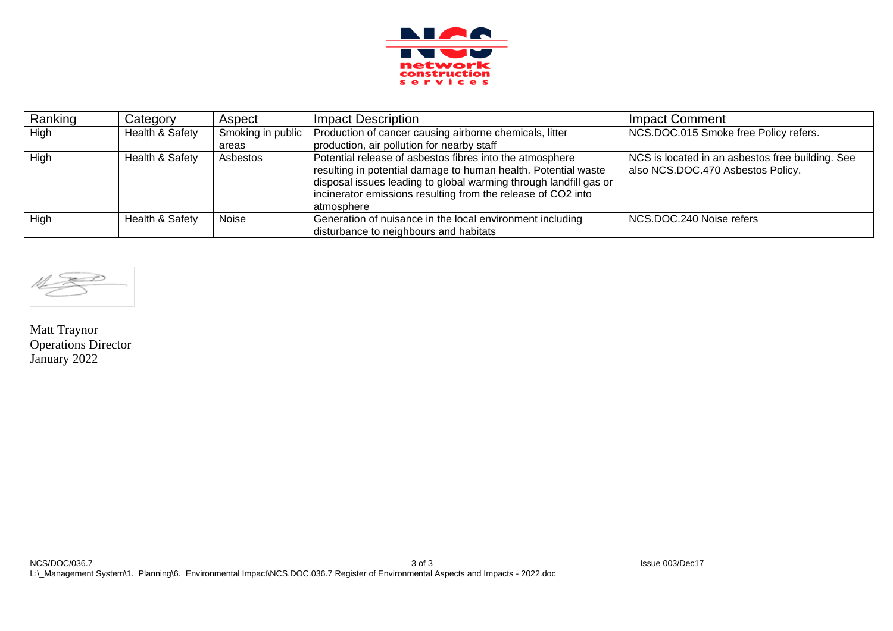| Ranking | Category | Aspect | Impact Description | Impact Comment |
|---|---|---|---|---|
| High | Health & Safety | Smoking in public areas | Production of cancer causing airborne chemicals, litter production, air pollution for nearby staff | NCS.DOC.015 Smoke free Policy refers. |
| High | Health & Safety | Asbestos | Potential release of asbestos fibres into the atmosphere resulting in potential damage to human health. Potential waste disposal issues leading to global warming through landfill gas or incinerator emissions resulting from the release of $CO_2$ into atmosphere | NCS is located in an asbestos free building. See also NCS.DOC.470 Asbestos Policy. |
| High | Health & Safety | Noise | Generation of nuisance in the local environment including disturbance to neighbours and habitats | NCS.DOC.240 Noise refers |

Matt Traynor
Operations Director
January 2022

NCS/DOC/036.7 Issue 003/Dec17
L:\_Management System\1. Planning\6. Environmental Impact\NCS.DOC.036.7 Register of Environmental Aspects and Impacts - 2022.doc